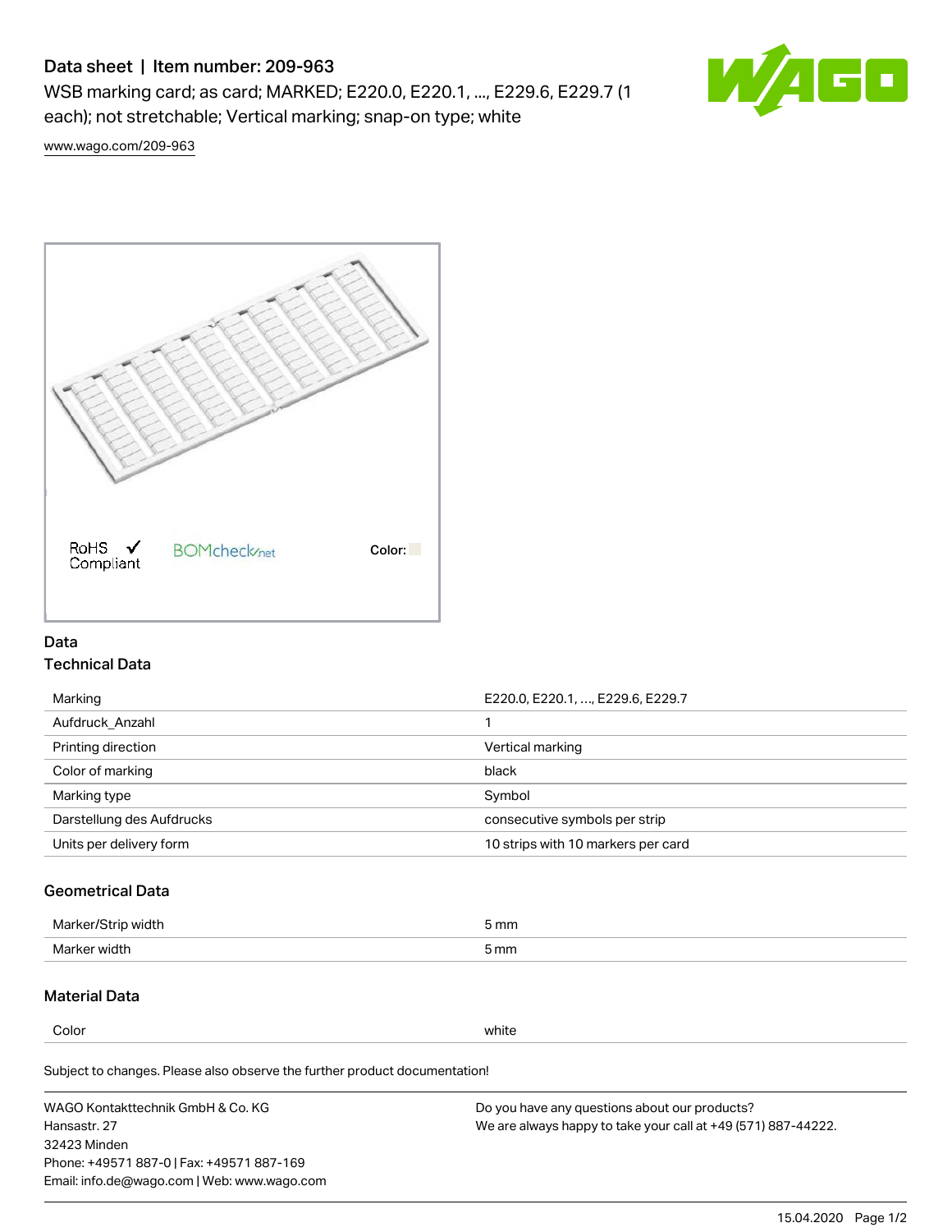# Data sheet | Item number: 209-963

WSB marking card; as card; MARKED; E220.0, E220.1, ..., E229.6, E229.7 (1 each); not stretchable; Vertical marking; snap-on type; white

www.wago.com/209-963

RoHS Compliant BOMcheck.net Color:

## Data

### Technical Data

| | |
|---|---|
| Marking | E220.0, E220.1, …, E229.6, E229.7 |
| Aufdruck_Anzahl | 1 |
| Printing direction | Vertical marking |
| Color of marking | black |
| Marking type | Symbol |
| Darstellung des Aufdrucks | consecutive symbols per strip |
| Units per delivery form | 10 strips with 10 markers per card |

### Geometrical Data

| | |
|---|---|
| Marker/Strip width | 5 mm |
| Marker width | 5 mm |

### Material Data

| | |
|---|---|
| Color | white |

Subject to changes. Please also observe the further product documentation!

WAGO Kontakttechnik GmbH & Co. KG
Hansastr. 27
32423 Minden
Phone: +49571 887-0 | Fax: +49571 887-169
Email: info.de@wago.com | Web: www.wago.com

Do you have any questions about our products?
We are always happy to take your call at +49 (571) 887-44222.

15.04.2020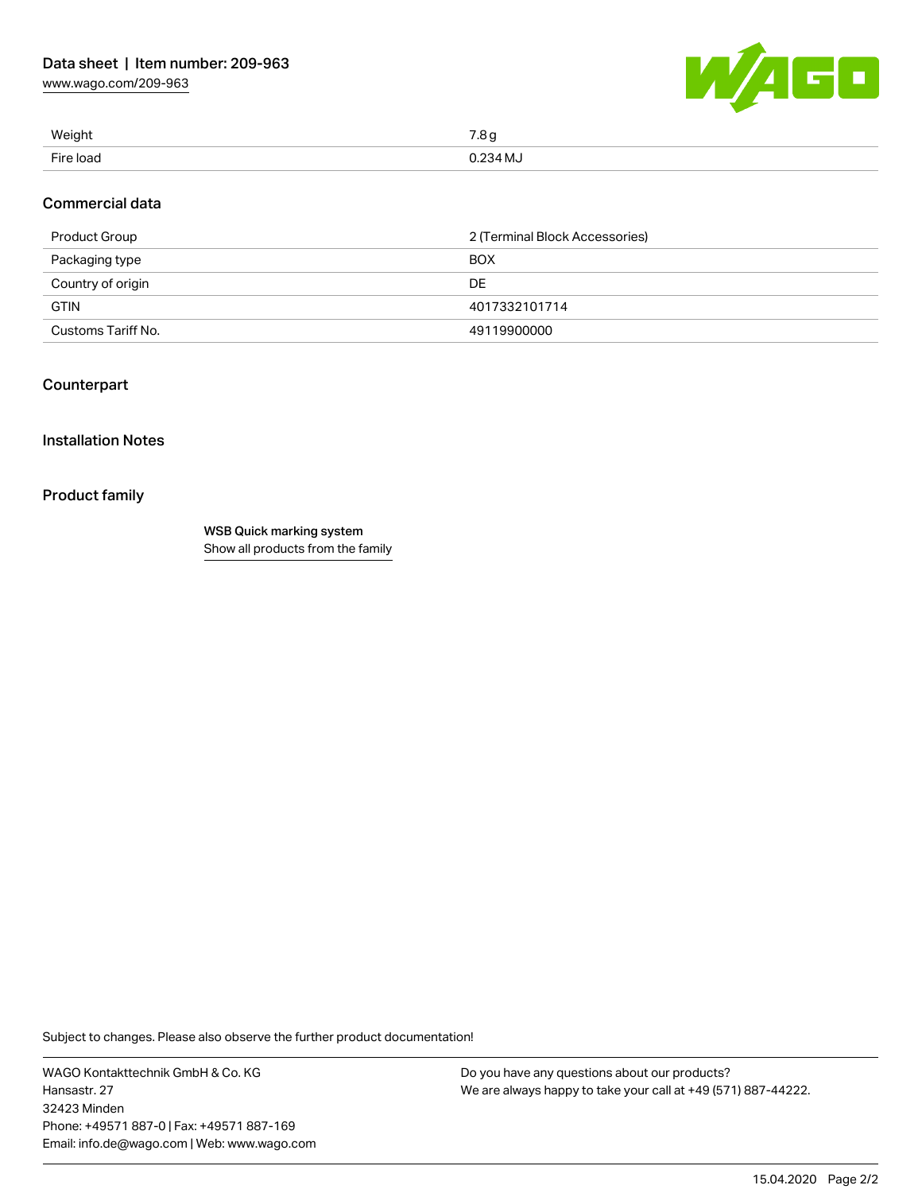| | |
|---|---|
| Weight | 7.8 g |
| Fire load | 0.234 MJ |

## Commercial data

| | |
|---|---|
| Product Group | 2 (Terminal Block Accessories) |
| Packaging type | BOX |
| Country of origin | DE |
| GTIN | 4017332101714 |
| Customs Tariff No. | 49119900000 |

## Counterpart

## Installation Notes

## Product family

**WSB Quick marking system**
Show all products from the family

Subject to changes. Please also observe the further product documentation!

WAGO Kontakttechnik GmbH & Co. KG
Hansastr. 27
32423 Minden
Phone: +49571 887-0 | Fax: +49571 887-169
Email: info.de@wago.com | Web: www.wago.com

Do you have any questions about our products?
We are always happy to take your call at +49 (571) 887-44222.

15.04.2020